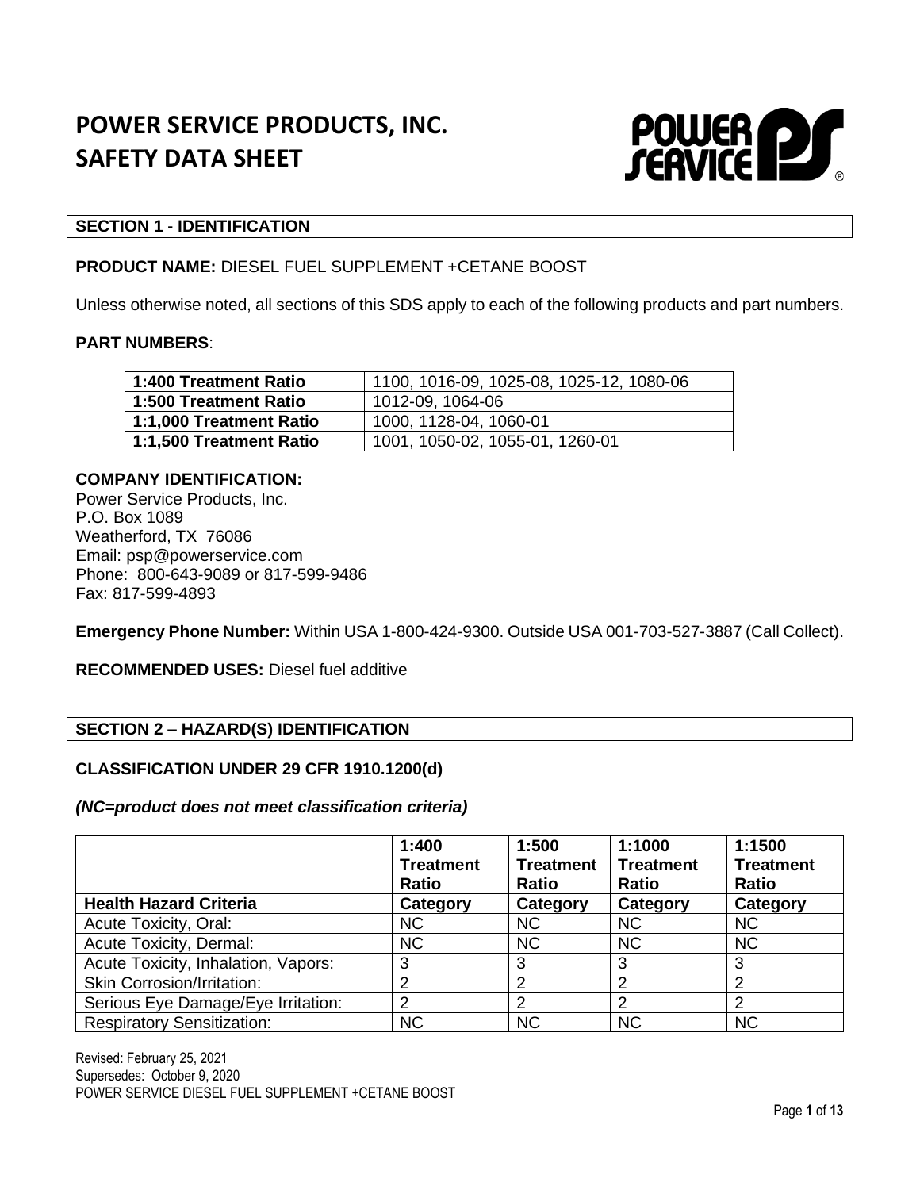# POWER SERVICE PRODUCTS, INC.
# SAFETY DATA SHEET

## SECTION 1 - IDENTIFICATION

**PRODUCT NAME:** DIESEL FUEL SUPPLEMENT +CETANE BOOST

Unless otherwise noted, all sections of this SDS apply to each of the following products and part numbers.

**PART NUMBERS**:

| | |
|---|---|
| **1:400 Treatment Ratio** | 1100, 1016-09, 1025-08, 1025-12, 1080-06 |
| **1:500 Treatment Ratio** | 1012-09, 1064-06 |
| **1:1,000 Treatment Ratio** | 1000, 1128-04, 1060-01 |
| **1:1,500 Treatment Ratio** | 1001, 1050-02, 1055-01, 1260-01 |

**COMPANY IDENTIFICATION:**
Power Service Products, Inc.
P.O. Box 1089
Weatherford, TX 76086
Email: psp@powerservice.com
Phone: 800-643-9089 or 817-599-9486
Fax: 817-599-4893

**Emergency Phone Number:** Within USA 1-800-424-9300. Outside USA 001-703-527-3887 (Call Collect).

**RECOMMENDED USES:** Diesel fuel additive

## SECTION 2 – HAZARD(S) IDENTIFICATION

### CLASSIFICATION UNDER 29 CFR 1910.1200(d)

***(NC=product does not meet classification criteria)***

| | **1:400 Treatment Ratio** | **1:500 Treatment Ratio** | **1:1000 Treatment Ratio** | **1:1500 Treatment Ratio** |
|---|---|---|---|---|
| **Health Hazard Criteria** | **Category** | **Category** | **Category** | **Category** |
| Acute Toxicity, Oral: | NC | NC | NC | NC |
| Acute Toxicity, Dermal: | NC | NC | NC | NC |
| Acute Toxicity, Inhalation, Vapors: | 3 | 3 | 3 | 3 |
| Skin Corrosion/Irritation: | 2 | 2 | 2 | 2 |
| Serious Eye Damage/Eye Irritation: | 2 | 2 | 2 | 2 |
| Respiratory Sensitization: | NC | NC | NC | NC |

Revised: February 25, 2021
Supersedes: October 9, 2020
POWER SERVICE DIESEL FUEL SUPPLEMENT +CETANE BOOST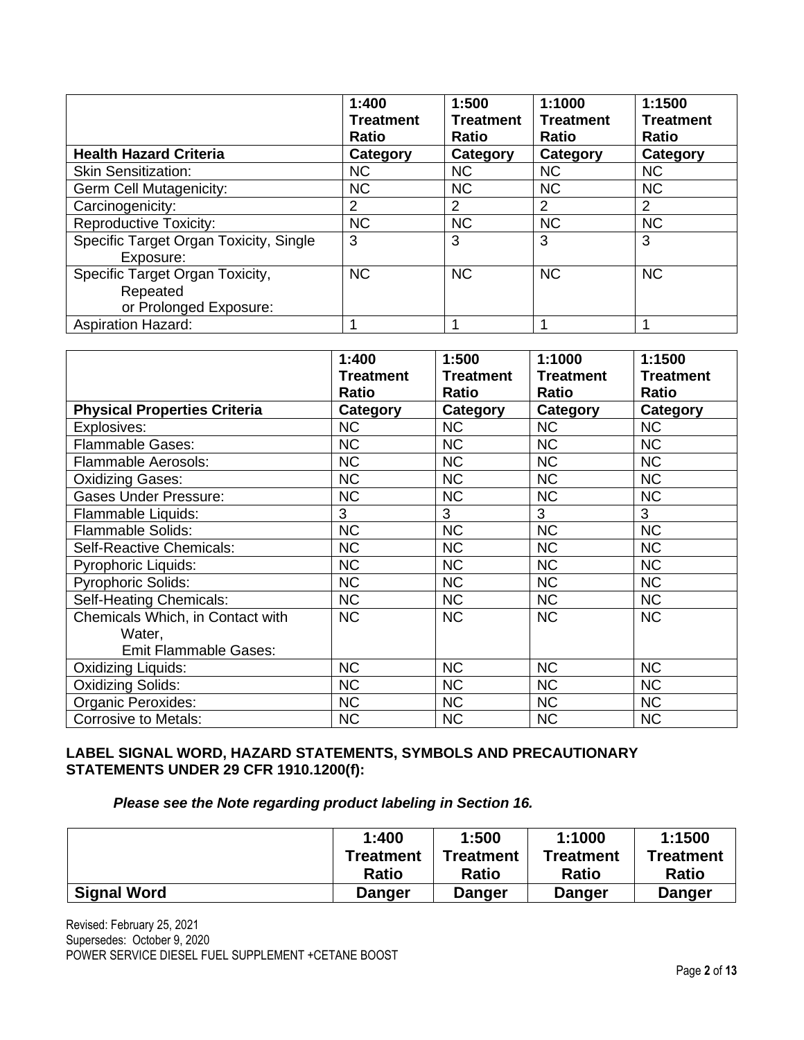| Health Hazard Criteria | 1:400 Treatment Ratio<br>Category | 1:500 Treatment Ratio<br>Category | 1:1000 Treatment Ratio<br>Category | 1:1500 Treatment Ratio<br>Category |
|---|---|---|---|---|
| Skin Sensitization: | NC | NC | NC | NC |
| Germ Cell Mutagenicity: | NC | NC | NC | NC |
| Carcinogenicity: | 2 | 2 | 2 | 2 |
| Reproductive Toxicity: | NC | NC | NC | NC |
| Specific Target Organ Toxicity, Single Exposure: | 3 | 3 | 3 | 3 |
| Specific Target Organ Toxicity, Repeated or Prolonged Exposure: | NC | NC | NC | NC |
| Aspiration Hazard: | 1 | 1 | 1 | 1 |

| Physical Properties Criteria | 1:400 Treatment Ratio<br>Category | 1:500 Treatment Ratio<br>Category | 1:1000 Treatment Ratio<br>Category | 1:1500 Treatment Ratio<br>Category |
|---|---|---|---|---|
| Explosives: | NC | NC | NC | NC |
| Flammable Gases: | NC | NC | NC | NC |
| Flammable Aerosols: | NC | NC | NC | NC |
| Oxidizing Gases: | NC | NC | NC | NC |
| Gases Under Pressure: | NC | NC | NC | NC |
| Flammable Liquids: | 3 | 3 | 3 | 3 |
| Flammable Solids: | NC | NC | NC | NC |
| Self-Reactive Chemicals: | NC | NC | NC | NC |
| Pyrophoric Liquids: | NC | NC | NC | NC |
| Pyrophoric Solids: | NC | NC | NC | NC |
| Self-Heating Chemicals: | NC | NC | NC | NC |
| Chemicals Which, in Contact with Water, Emit Flammable Gases: | NC | NC | NC | NC |
| Oxidizing Liquids: | NC | NC | NC | NC |
| Oxidizing Solids: | NC | NC | NC | NC |
| Organic Peroxides: | NC | NC | NC | NC |
| Corrosive to Metals: | NC | NC | NC | NC |

**LABEL SIGNAL WORD, HAZARD STATEMENTS, SYMBOLS AND PRECAUTIONARY STATEMENTS UNDER 29 CFR 1910.1200(f):**

***Please see the Note regarding product labeling in Section 16.***

| | 1:400 Treatment Ratio | 1:500 Treatment Ratio | 1:1000 Treatment Ratio | 1:1500 Treatment Ratio |
|---|---|---|---|---|
| **Signal Word** | **Danger** | **Danger** | **Danger** | **Danger** |

Revised: February 25, 2021
Supersedes: October 9, 2020
POWER SERVICE DIESEL FUEL SUPPLEMENT +CETANE BOOST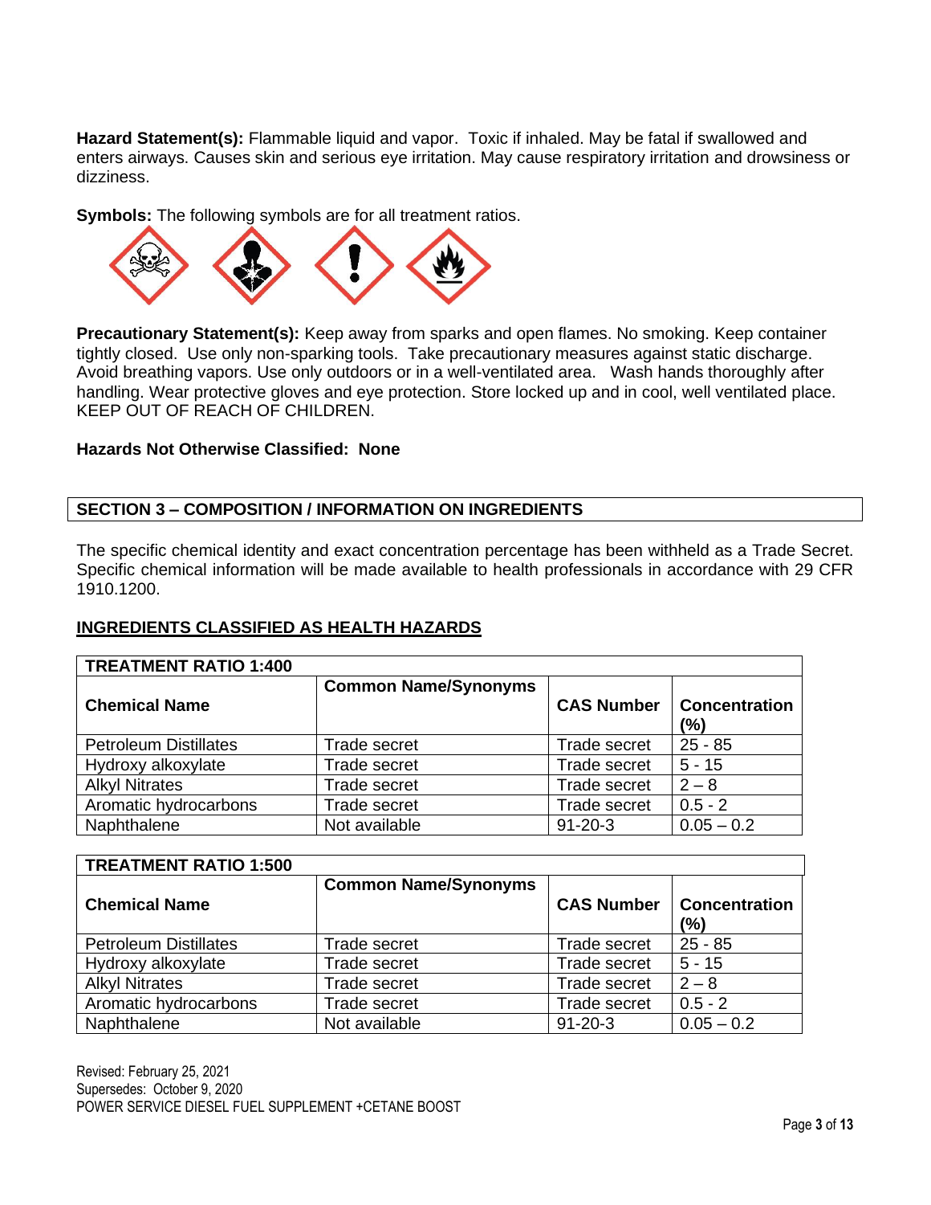**Hazard Statement(s):** Flammable liquid and vapor. Toxic if inhaled. May be fatal if swallowed and enters airways. Causes skin and serious eye irritation. May cause respiratory irritation and drowsiness or dizziness.

**Symbols:** The following symbols are for all treatment ratios.

**Precautionary Statement(s):** Keep away from sparks and open flames. No smoking. Keep container tightly closed. Use only non-sparking tools. Take precautionary measures against static discharge. Avoid breathing vapors. Use only outdoors or in a well-ventilated area. Wash hands thoroughly after handling. Wear protective gloves and eye protection. Store locked up and in cool, well ventilated place. KEEP OUT OF REACH OF CHILDREN.

**Hazards Not Otherwise Classified: None**

## SECTION 3 – COMPOSITION / INFORMATION ON INGREDIENTS

The specific chemical identity and exact concentration percentage has been withheld as a Trade Secret. Specific chemical information will be made available to health professionals in accordance with 29 CFR 1910.1200.

**INGREDIENTS CLASSIFIED AS HEALTH HAZARDS**

| TREATMENT RATIO 1:400 | | | |
|---|---|---|---|
| **Chemical Name** | **Common Name/Synonyms** | **CAS Number** | **Concentration (%)** |
| Petroleum Distillates | Trade secret | Trade secret | 25 - 85 |
| Hydroxy alkoxylate | Trade secret | Trade secret | 5 - 15 |
| Alkyl Nitrates | Trade secret | Trade secret | 2 – 8 |
| Aromatic hydrocarbons | Trade secret | Trade secret | 0.5 - 2 |
| Naphthalene | Not available | 91-20-3 | 0.05 – 0.2 |

| TREATMENT RATIO 1:500 | | | |
|---|---|---|---|
| **Chemical Name** | **Common Name/Synonyms** | **CAS Number** | **Concentration (%)** |
| Petroleum Distillates | Trade secret | Trade secret | 25 - 85 |
| Hydroxy alkoxylate | Trade secret | Trade secret | 5 - 15 |
| Alkyl Nitrates | Trade secret | Trade secret | 2 – 8 |
| Aromatic hydrocarbons | Trade secret | Trade secret | 0.5 - 2 |
| Naphthalene | Not available | 91-20-3 | 0.05 – 0.2 |

Revised: February 25, 2021
Supersedes: October 9, 2020
POWER SERVICE DIESEL FUEL SUPPLEMENT +CETANE BOOST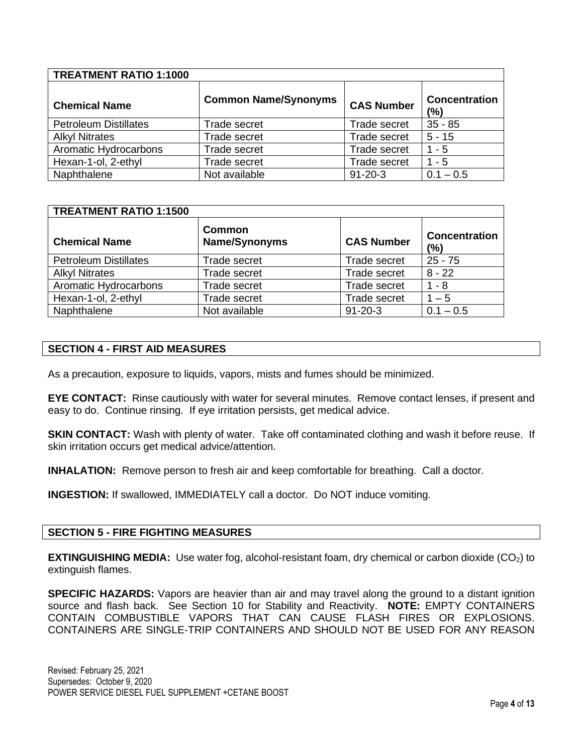| TREATMENT RATIO 1:1000 | | | |
|---|---|---|---|
| **Chemical Name** | **Common Name/Synonyms** | **CAS Number** | **Concentration (%)** |
| Petroleum Distillates | Trade secret | Trade secret | 35 - 85 |
| Alkyl Nitrates | Trade secret | Trade secret | 5 - 15 |
| Aromatic Hydrocarbons | Trade secret | Trade secret | 1 - 5 |
| Hexan-1-ol, 2-ethyl | Trade secret | Trade secret | 1 - 5 |
| Naphthalene | Not available | 91-20-3 | 0.1 – 0.5 |

| TREATMENT RATIO 1:1500 | | | |
|---|---|---|---|
| **Chemical Name** | **Common Name/Synonyms** | **CAS Number** | **Concentration (%)** |
| Petroleum Distillates | Trade secret | Trade secret | 25 - 75 |
| Alkyl Nitrates | Trade secret | Trade secret | 8 - 22 |
| Aromatic Hydrocarbons | Trade secret | Trade secret | 1 - 8 |
| Hexan-1-ol, 2-ethyl | Trade secret | Trade secret | 1 – 5 |
| Naphthalene | Not available | 91-20-3 | 0.1 – 0.5 |

## SECTION 4 - FIRST AID MEASURES

As a precaution, exposure to liquids, vapors, mists and fumes should be minimized.

**EYE CONTACT:** Rinse cautiously with water for several minutes. Remove contact lenses, if present and easy to do. Continue rinsing. If eye irritation persists, get medical advice.

**SKIN CONTACT:** Wash with plenty of water. Take off contaminated clothing and wash it before reuse. If skin irritation occurs get medical advice/attention.

**INHALATION:** Remove person to fresh air and keep comfortable for breathing. Call a doctor.

**INGESTION:** If swallowed, IMMEDIATELY call a doctor. Do NOT induce vomiting.

## SECTION 5 - FIRE FIGHTING MEASURES

**EXTINGUISHING MEDIA:** Use water fog, alcohol-resistant foam, dry chemical or carbon dioxide ($CO_2$) to extinguish flames.

**SPECIFIC HAZARDS:** Vapors are heavier than air and may travel along the ground to a distant ignition source and flash back. See Section 10 for Stability and Reactivity. **NOTE:** EMPTY CONTAINERS CONTAIN COMBUSTIBLE VAPORS THAT CAN CAUSE FLASH FIRES OR EXPLOSIONS. CONTAINERS ARE SINGLE-TRIP CONTAINERS AND SHOULD NOT BE USED FOR ANY REASON

Revised: February 25, 2021
Supersedes: October 9, 2020
POWER SERVICE DIESEL FUEL SUPPLEMENT +CETANE BOOST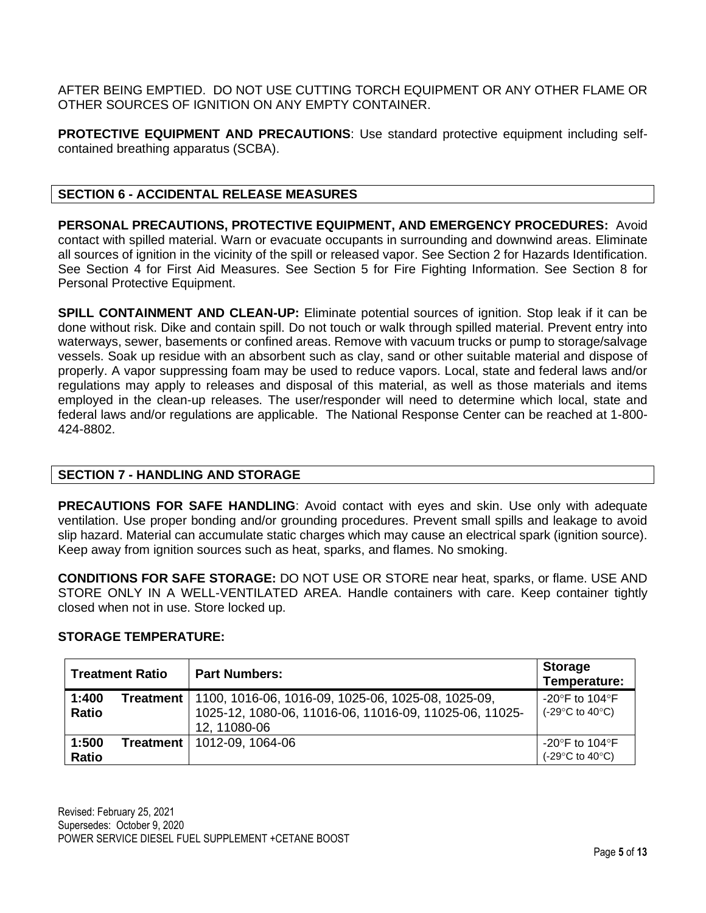AFTER BEING EMPTIED. DO NOT USE CUTTING TORCH EQUIPMENT OR ANY OTHER FLAME OR OTHER SOURCES OF IGNITION ON ANY EMPTY CONTAINER.

**PROTECTIVE EQUIPMENT AND PRECAUTIONS**: Use standard protective equipment including self-contained breathing apparatus (SCBA).

## SECTION 6 - ACCIDENTAL RELEASE MEASURES

**PERSONAL PRECAUTIONS, PROTECTIVE EQUIPMENT, AND EMERGENCY PROCEDURES:** Avoid contact with spilled material. Warn or evacuate occupants in surrounding and downwind areas. Eliminate all sources of ignition in the vicinity of the spill or released vapor. See Section 2 for Hazards Identification. See Section 4 for First Aid Measures. See Section 5 for Fire Fighting Information. See Section 8 for Personal Protective Equipment.

**SPILL CONTAINMENT AND CLEAN-UP:** Eliminate potential sources of ignition. Stop leak if it can be done without risk. Dike and contain spill. Do not touch or walk through spilled material. Prevent entry into waterways, sewer, basements or confined areas. Remove with vacuum trucks or pump to storage/salvage vessels. Soak up residue with an absorbent such as clay, sand or other suitable material and dispose of properly. A vapor suppressing foam may be used to reduce vapors. Local, state and federal laws and/or regulations may apply to releases and disposal of this material, as well as those materials and items employed in the clean-up releases. The user/responder will need to determine which local, state and federal laws and/or regulations are applicable. The National Response Center can be reached at 1-800-424-8802.

## SECTION 7 - HANDLING AND STORAGE

**PRECAUTIONS FOR SAFE HANDLING**: Avoid contact with eyes and skin. Use only with adequate ventilation. Use proper bonding and/or grounding procedures. Prevent small spills and leakage to avoid slip hazard. Material can accumulate static charges which may cause an electrical spark (ignition source). Keep away from ignition sources such as heat, sparks, and flames. No smoking.

**CONDITIONS FOR SAFE STORAGE:** DO NOT USE OR STORE near heat, sparks, or flame. USE AND STORE ONLY IN A WELL-VENTILATED AREA. Handle containers with care. Keep container tightly closed when not in use. Store locked up.

**STORAGE TEMPERATURE:**

| Treatment Ratio | Part Numbers: | Storage Temperature: |
|---|---|---|
| **1:400 Treatment Ratio** | 1100, 1016-06, 1016-09, 1025-06, 1025-08, 1025-09, 1025-12, 1080-06, 11016-06, 11016-09, 11025-06, 11025-12, 11080-06 | -20°F to 104°F (-29°C to 40°C) |
| **1:500 Treatment Ratio** | 1012-09, 1064-06 | -20°F to 104°F (-29°C to 40°C) |

Revised: February 25, 2021
Supersedes: October 9, 2020
POWER SERVICE DIESEL FUEL SUPPLEMENT +CETANE BOOST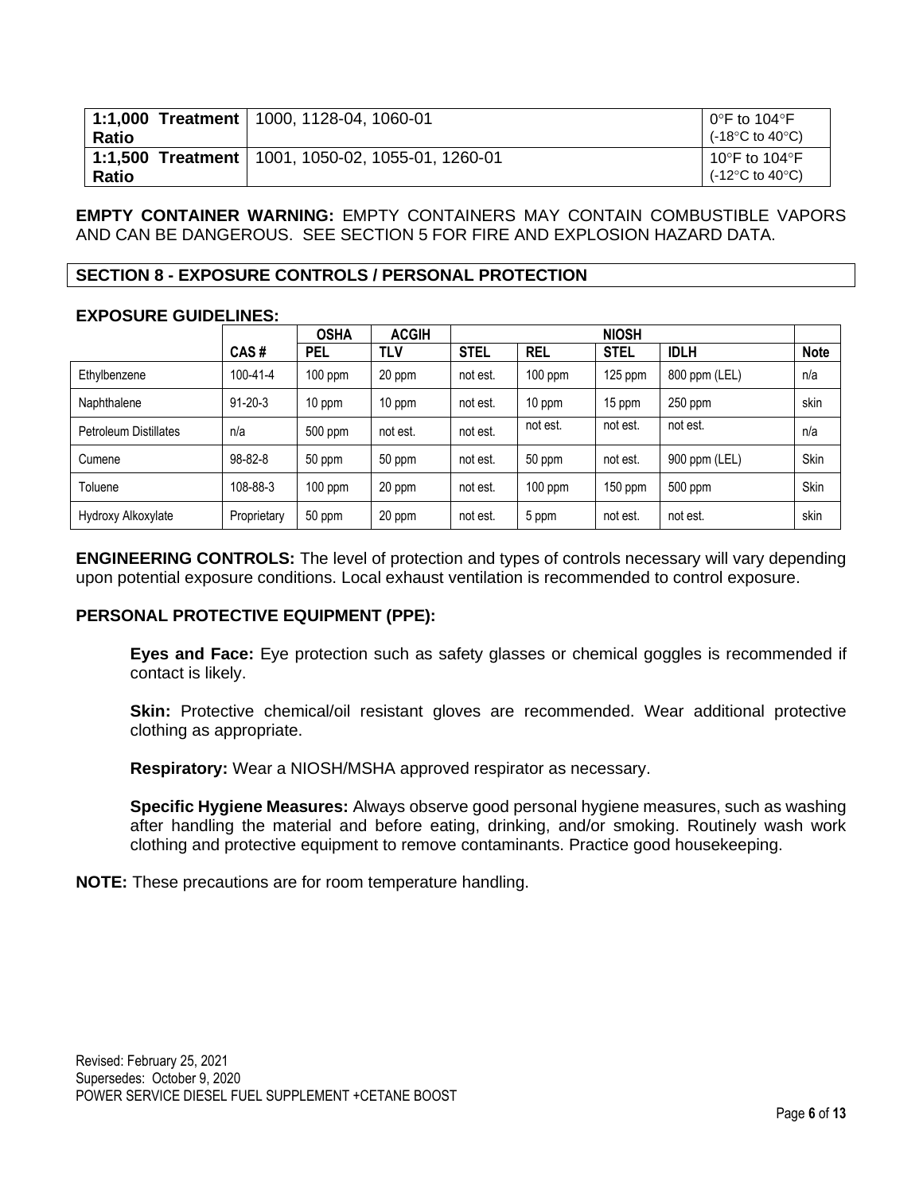| | | |
|---|---|---|
| **1:1,000 Treatment Ratio** | 1000, 1128-04, 1060-01 | 0°F to 104°F (-18°C to 40°C) |
| **1:1,500 Treatment Ratio** | 1001, 1050-02, 1055-01, 1260-01 | 10°F to 104°F (-12°C to 40°C) |

**EMPTY CONTAINER WARNING:** EMPTY CONTAINERS MAY CONTAIN COMBUSTIBLE VAPORS AND CAN BE DANGEROUS. SEE SECTION 5 FOR FIRE AND EXPLOSION HAZARD DATA.

## SECTION 8 - EXPOSURE CONTROLS / PERSONAL PROTECTION

**EXPOSURE GUIDELINES:**

| | | OSHA | ACGIH | NIOSH | | | | |
|---|---|---|---|---|---|---|---|---|
| | **CAS #** | **PEL** | **TLV** | **STEL** | **REL** | **STEL** | **IDLH** | **Note** |
| Ethylbenzene | 100-41-4 | 100 ppm | 20 ppm | not est. | 100 ppm | 125 ppm | 800 ppm (LEL) | n/a |
| Naphthalene | 91-20-3 | 10 ppm | 10 ppm | not est. | 10 ppm | 15 ppm | 250 ppm | skin |
| Petroleum Distillates | n/a | 500 ppm | not est. | not est. | not est. | not est. | not est. | n/a |
| Cumene | 98-82-8 | 50 ppm | 50 ppm | not est. | 50 ppm | not est. | 900 ppm (LEL) | Skin |
| Toluene | 108-88-3 | 100 ppm | 20 ppm | not est. | 100 ppm | 150 ppm | 500 ppm | Skin |
| Hydroxy Alkoxylate | Proprietary | 50 ppm | 20 ppm | not est. | 5 ppm | not est. | not est. | skin |

**ENGINEERING CONTROLS:** The level of protection and types of controls necessary will vary depending upon potential exposure conditions. Local exhaust ventilation is recommended to control exposure.

**PERSONAL PROTECTIVE EQUIPMENT (PPE):**

**Eyes and Face:** Eye protection such as safety glasses or chemical goggles is recommended if contact is likely.

**Skin:** Protective chemical/oil resistant gloves are recommended. Wear additional protective clothing as appropriate.

**Respiratory:** Wear a NIOSH/MSHA approved respirator as necessary.

**Specific Hygiene Measures:** Always observe good personal hygiene measures, such as washing after handling the material and before eating, drinking, and/or smoking. Routinely wash work clothing and protective equipment to remove contaminants. Practice good housekeeping.

**NOTE:** These precautions are for room temperature handling.

Revised: February 25, 2021
Supersedes: October 9, 2020
POWER SERVICE DIESEL FUEL SUPPLEMENT +CETANE BOOST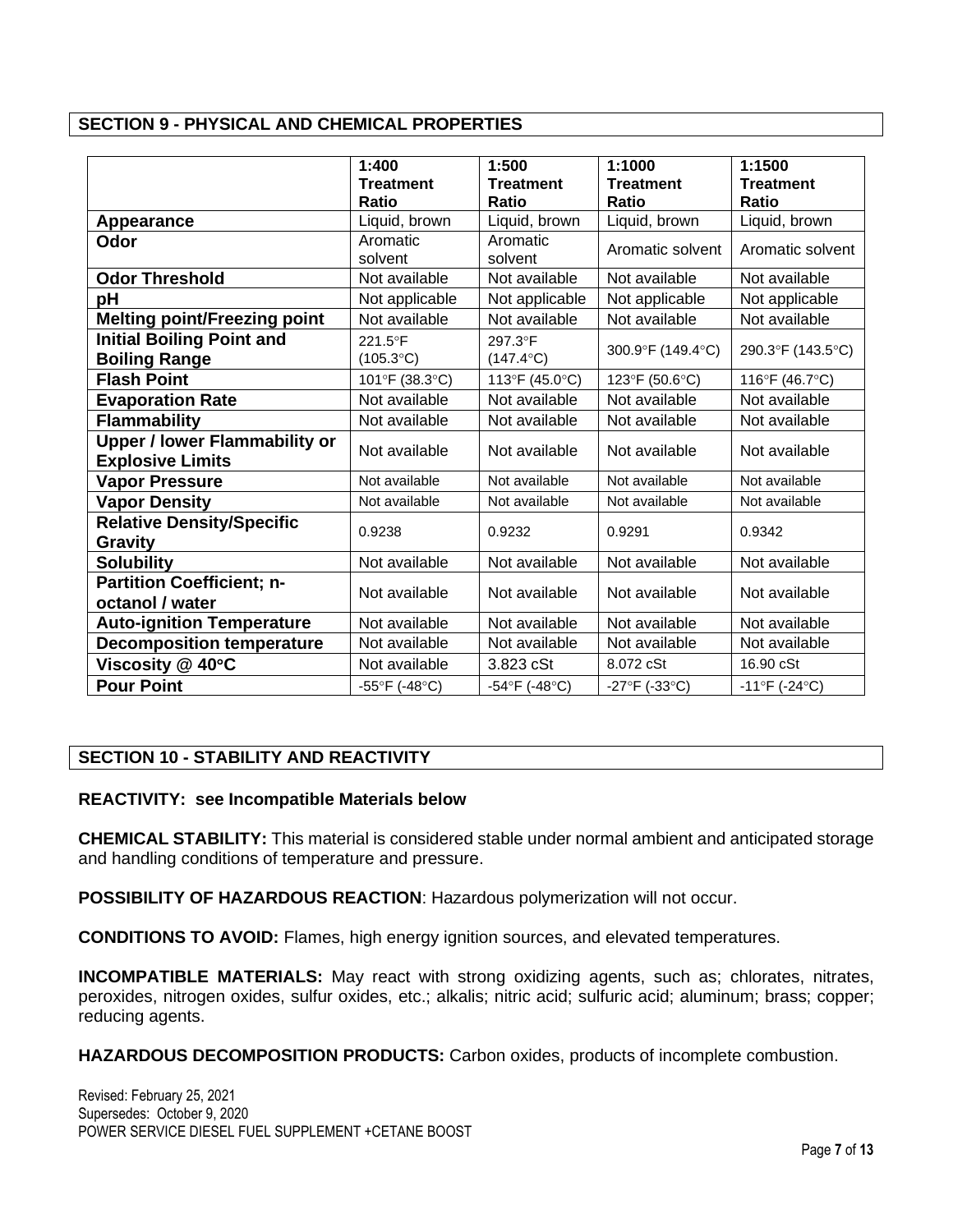## SECTION 9 - PHYSICAL AND CHEMICAL PROPERTIES

| | 1:400 Treatment Ratio | 1:500 Treatment Ratio | 1:1000 Treatment Ratio | 1:1500 Treatment Ratio |
|---|---|---|---|---|
| **Appearance** | Liquid, brown | Liquid, brown | Liquid, brown | Liquid, brown |
| **Odor** | Aromatic solvent | Aromatic solvent | Aromatic solvent | Aromatic solvent |
| **Odor Threshold** | Not available | Not available | Not available | Not available |
| **pH** | Not applicable | Not applicable | Not applicable | Not applicable |
| **Melting point/Freezing point** | Not available | Not available | Not available | Not available |
| **Initial Boiling Point and Boiling Range** | 221.5°F (105.3°C) | 297.3°F (147.4°C) | 300.9°F (149.4°C) | 290.3°F (143.5°C) |
| **Flash Point** | 101°F (38.3°C) | 113°F (45.0°C) | 123°F (50.6°C) | 116°F (46.7°C) |
| **Evaporation Rate** | Not available | Not available | Not available | Not available |
| **Flammability** | Not available | Not available | Not available | Not available |
| **Upper / lower Flammability or Explosive Limits** | Not available | Not available | Not available | Not available |
| **Vapor Pressure** | Not available | Not available | Not available | Not available |
| **Vapor Density** | Not available | Not available | Not available | Not available |
| **Relative Density/Specific Gravity** | 0.9238 | 0.9232 | 0.9291 | 0.9342 |
| **Solubility** | Not available | Not available | Not available | Not available |
| **Partition Coefficient; n-octanol / water** | Not available | Not available | Not available | Not available |
| **Auto-ignition Temperature** | Not available | Not available | Not available | Not available |
| **Decomposition temperature** | Not available | Not available | Not available | Not available |
| **Viscosity @ 40°C** | Not available | 3.823 cSt | 8.072 cSt | 16.90 cSt |
| **Pour Point** | -55°F (-48°C) | -54°F (-48°C) | -27°F (-33°C) | -11°F (-24°C) |

## SECTION 10 - STABILITY AND REACTIVITY

**REACTIVITY: see Incompatible Materials below**

**CHEMICAL STABILITY:** This material is considered stable under normal ambient and anticipated storage and handling conditions of temperature and pressure.

**POSSIBILITY OF HAZARDOUS REACTION**: Hazardous polymerization will not occur.

**CONDITIONS TO AVOID:** Flames, high energy ignition sources, and elevated temperatures.

**INCOMPATIBLE MATERIALS:** May react with strong oxidizing agents, such as; chlorates, nitrates, peroxides, nitrogen oxides, sulfur oxides, etc.; alkalis; nitric acid; sulfuric acid; aluminum; brass; copper; reducing agents.

**HAZARDOUS DECOMPOSITION PRODUCTS:** Carbon oxides, products of incomplete combustion.

Revised: February 25, 2021
Supersedes: October 9, 2020
POWER SERVICE DIESEL FUEL SUPPLEMENT +CETANE BOOST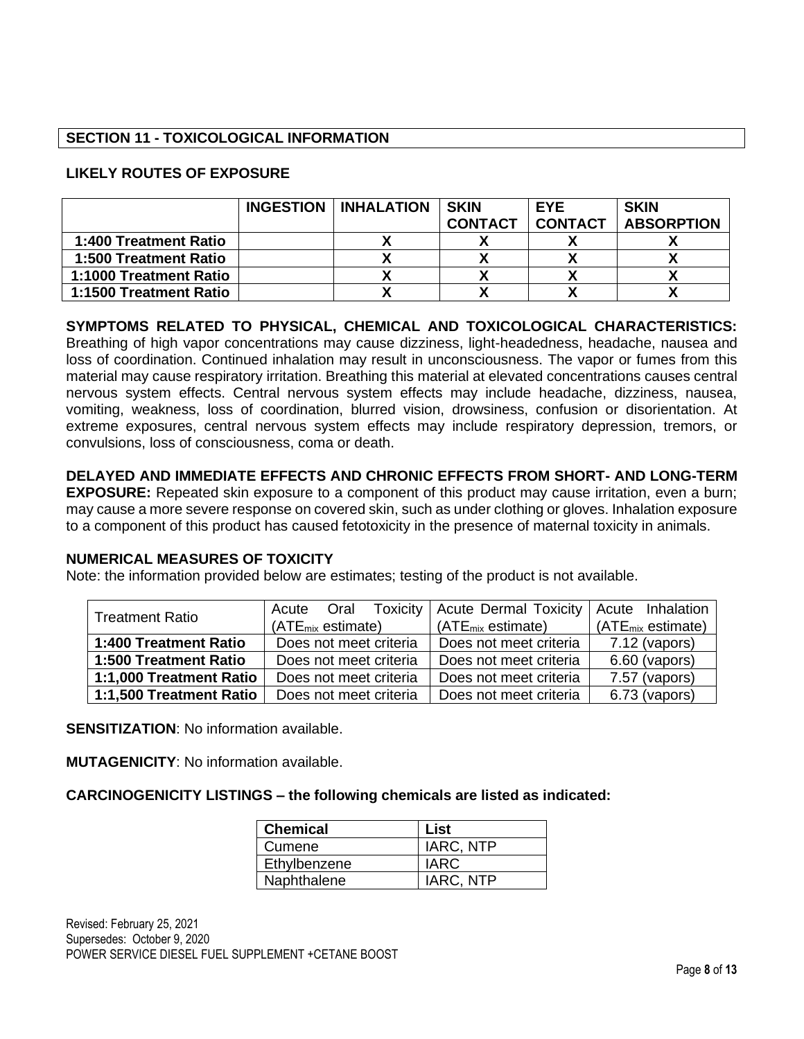## SECTION 11 - TOXICOLOGICAL INFORMATION

### LIKELY ROUTES OF EXPOSURE

| | INGESTION | INHALATION | SKIN CONTACT | EYE CONTACT | SKIN ABSORPTION |
|---|---|---|---|---|---|
| **1:400 Treatment Ratio** | | X | X | X | X |
| **1:500 Treatment Ratio** | | X | X | X | X |
| **1:1000 Treatment Ratio** | | X | X | X | X |
| **1:1500 Treatment Ratio** | | X | X | X | X |

**SYMPTOMS RELATED TO PHYSICAL, CHEMICAL AND TOXICOLOGICAL CHARACTERISTICS:** Breathing of high vapor concentrations may cause dizziness, light-headedness, headache, nausea and loss of coordination. Continued inhalation may result in unconsciousness. The vapor or fumes from this material may cause respiratory irritation. Breathing this material at elevated concentrations causes central nervous system effects. Central nervous system effects may include headache, dizziness, nausea, vomiting, weakness, loss of coordination, blurred vision, drowsiness, confusion or disorientation. At extreme exposures, central nervous system effects may include respiratory depression, tremors, or convulsions, loss of consciousness, coma or death.

**DELAYED AND IMMEDIATE EFFECTS AND CHRONIC EFFECTS FROM SHORT- AND LONG-TERM EXPOSURE:** Repeated skin exposure to a component of this product may cause irritation, even a burn; may cause a more severe response on covered skin, such as under clothing or gloves. Inhalation exposure to a component of this product has caused fetotoxicity in the presence of maternal toxicity in animals.

**NUMERICAL MEASURES OF TOXICITY**

Note: the information provided below are estimates; testing of the product is not available.

| Treatment Ratio | Acute Oral Toxicity ($ATE_{mix}$ estimate) | Acute Dermal Toxicity ($ATE_{mix}$ estimate) | Acute Inhalation ($ATE_{mix}$ estimate) |
|---|---|---|---|
| **1:400 Treatment Ratio** | Does not meet criteria | Does not meet criteria | 7.12 (vapors) |
| **1:500 Treatment Ratio** | Does not meet criteria | Does not meet criteria | 6.60 (vapors) |
| **1:1,000 Treatment Ratio** | Does not meet criteria | Does not meet criteria | 7.57 (vapors) |
| **1:1,500 Treatment Ratio** | Does not meet criteria | Does not meet criteria | 6.73 (vapors) |

**SENSITIZATION**: No information available.

**MUTAGENICITY**: No information available.

**CARCINOGENICITY LISTINGS – the following chemicals are listed as indicated:**

| Chemical | List |
|---|---|
| Cumene | IARC, NTP |
| Ethylbenzene | IARC |
| Naphthalene | IARC, NTP |

Revised: February 25, 2021
Supersedes: October 9, 2020
POWER SERVICE DIESEL FUEL SUPPLEMENT +CETANE BOOST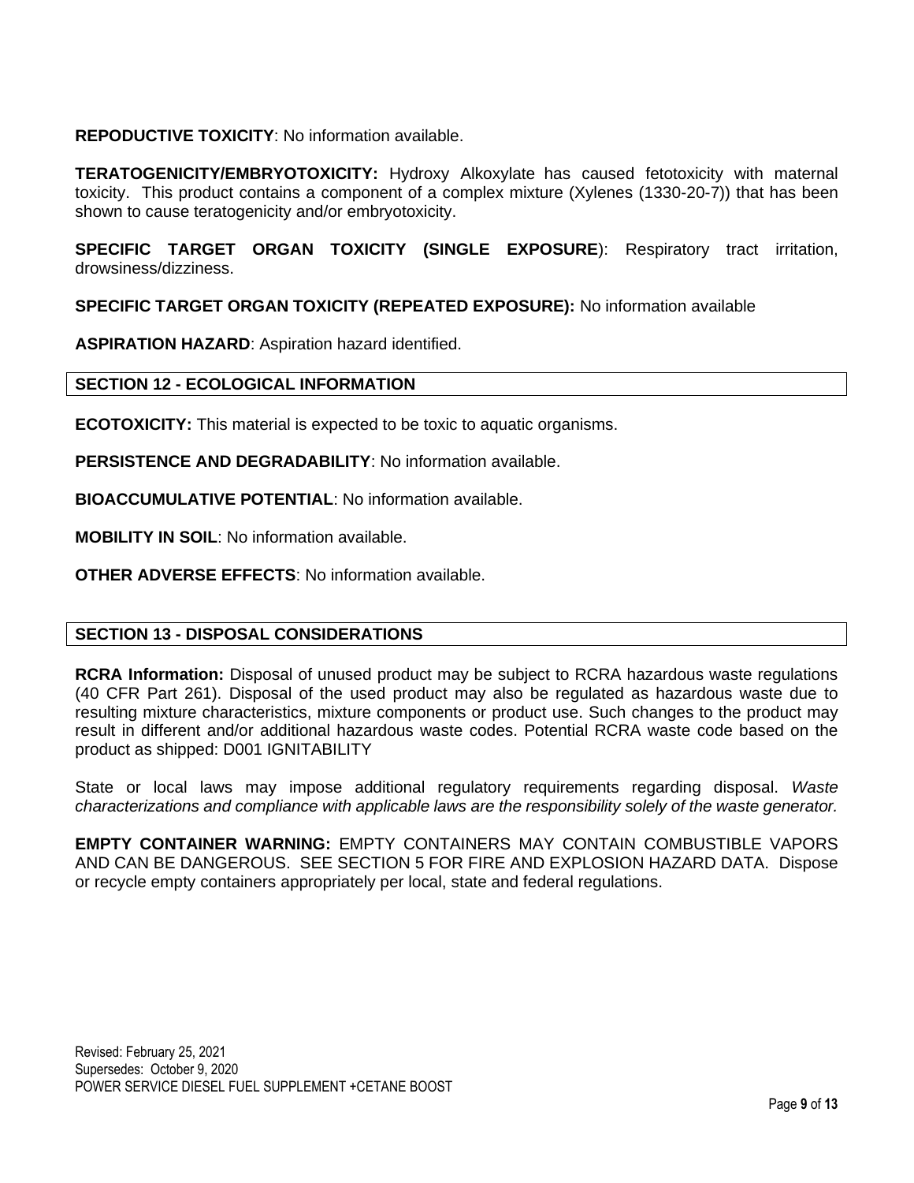**REPODUCTIVE TOXICITY**: No information available.

**TERATOGENICITY/EMBRYOTOXICITY:** Hydroxy Alkoxylate has caused fetotoxicity with maternal toxicity. This product contains a component of a complex mixture (Xylenes (1330-20-7)) that has been shown to cause teratogenicity and/or embryotoxicity.

**SPECIFIC TARGET ORGAN TOXICITY (SINGLE EXPOSURE**): Respiratory tract irritation, drowsiness/dizziness.

**SPECIFIC TARGET ORGAN TOXICITY (REPEATED EXPOSURE):** No information available

**ASPIRATION HAZARD**: Aspiration hazard identified.

## SECTION 12 - ECOLOGICAL INFORMATION

**ECOTOXICITY:** This material is expected to be toxic to aquatic organisms.

**PERSISTENCE AND DEGRADABILITY**: No information available.

**BIOACCUMULATIVE POTENTIAL**: No information available.

**MOBILITY IN SOIL**: No information available.

**OTHER ADVERSE EFFECTS**: No information available.

## SECTION 13 - DISPOSAL CONSIDERATIONS

**RCRA Information:** Disposal of unused product may be subject to RCRA hazardous waste regulations (40 CFR Part 261). Disposal of the used product may also be regulated as hazardous waste due to resulting mixture characteristics, mixture components or product use. Such changes to the product may result in different and/or additional hazardous waste codes. Potential RCRA waste code based on the product as shipped: D001 IGNITABILITY

State or local laws may impose additional regulatory requirements regarding disposal. *Waste characterizations and compliance with applicable laws are the responsibility solely of the waste generator.*

**EMPTY CONTAINER WARNING:** EMPTY CONTAINERS MAY CONTAIN COMBUSTIBLE VAPORS AND CAN BE DANGEROUS. SEE SECTION 5 FOR FIRE AND EXPLOSION HAZARD DATA. Dispose or recycle empty containers appropriately per local, state and federal regulations.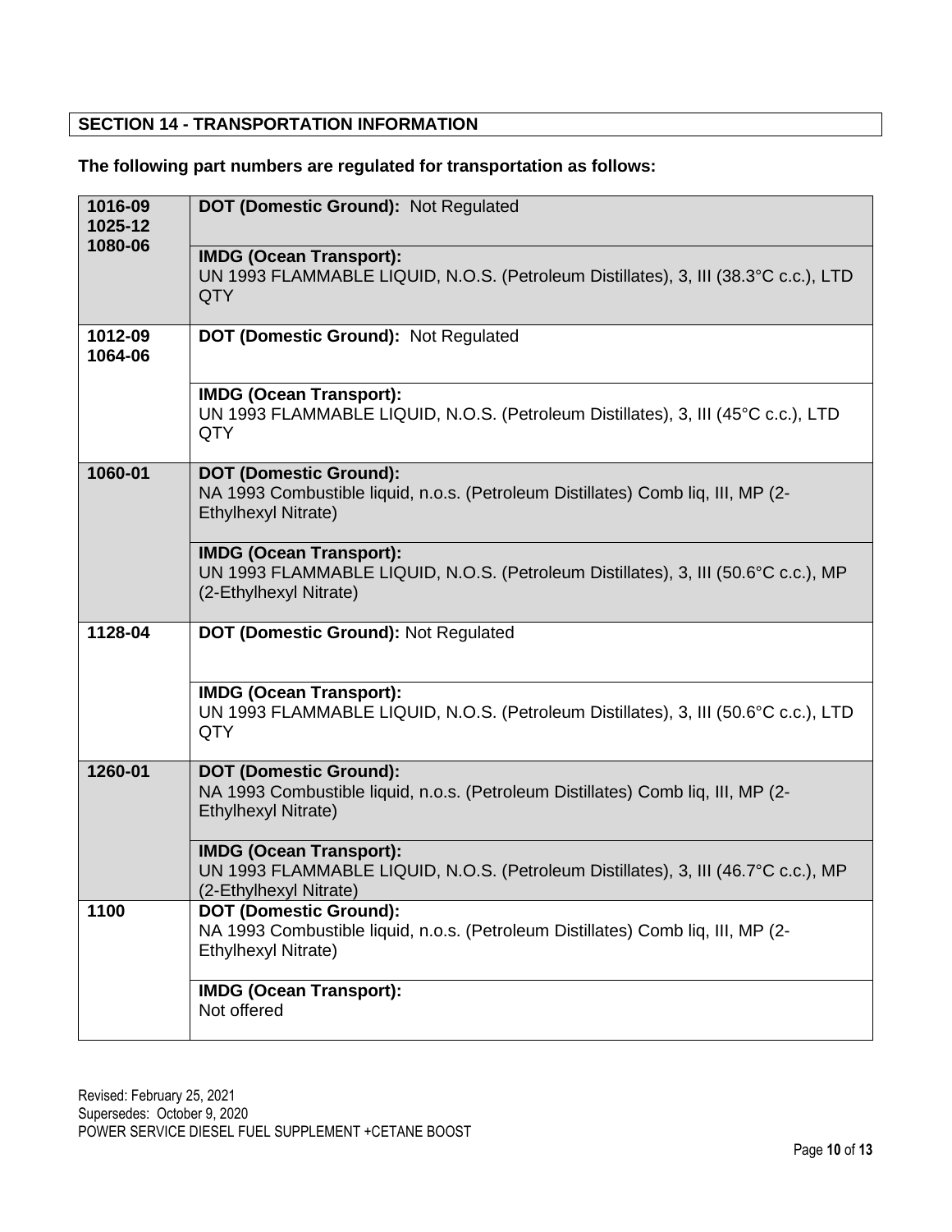## SECTION 14 - TRANSPORTATION INFORMATION

**The following part numbers are regulated for transportation as follows:**

| Part Number | Transportation Information |
|---|---|
| 1016-09<br>1025-12<br>1080-06 | **DOT (Domestic Ground):** Not Regulated |
| | **IMDG (Ocean Transport):**<br>UN 1993 FLAMMABLE LIQUID, N.O.S. (Petroleum Distillates), 3, III (38.3°C c.c.), LTD QTY |
| 1012-09<br>1064-06 | **DOT (Domestic Ground):** Not Regulated |
| | **IMDG (Ocean Transport):**<br>UN 1993 FLAMMABLE LIQUID, N.O.S. (Petroleum Distillates), 3, III (45°C c.c.), LTD QTY |
| 1060-01 | **DOT (Domestic Ground):**<br>NA 1993 Combustible liquid, n.o.s. (Petroleum Distillates) Comb liq, III, MP (2-Ethylhexyl Nitrate) |
| | **IMDG (Ocean Transport):**<br>UN 1993 FLAMMABLE LIQUID, N.O.S. (Petroleum Distillates), 3, III (50.6°C c.c.), MP (2-Ethylhexyl Nitrate) |
| 1128-04 | **DOT (Domestic Ground):** Not Regulated |
| | **IMDG (Ocean Transport):**<br>UN 1993 FLAMMABLE LIQUID, N.O.S. (Petroleum Distillates), 3, III (50.6°C c.c.), LTD QTY |
| 1260-01 | **DOT (Domestic Ground):**<br>NA 1993 Combustible liquid, n.o.s. (Petroleum Distillates) Comb liq, III, MP (2-Ethylhexyl Nitrate) |
| | **IMDG (Ocean Transport):**<br>UN 1993 FLAMMABLE LIQUID, N.O.S. (Petroleum Distillates), 3, III (46.7°C c.c.), MP (2-Ethylhexyl Nitrate) |
| 1100 | **DOT (Domestic Ground):**<br>NA 1993 Combustible liquid, n.o.s. (Petroleum Distillates) Comb liq, III, MP (2-Ethylhexyl Nitrate) |
| | **IMDG (Ocean Transport):**<br>Not offered |

Revised: February 25, 2021
Supersedes: October 9, 2020
POWER SERVICE DIESEL FUEL SUPPLEMENT +CETANE BOOST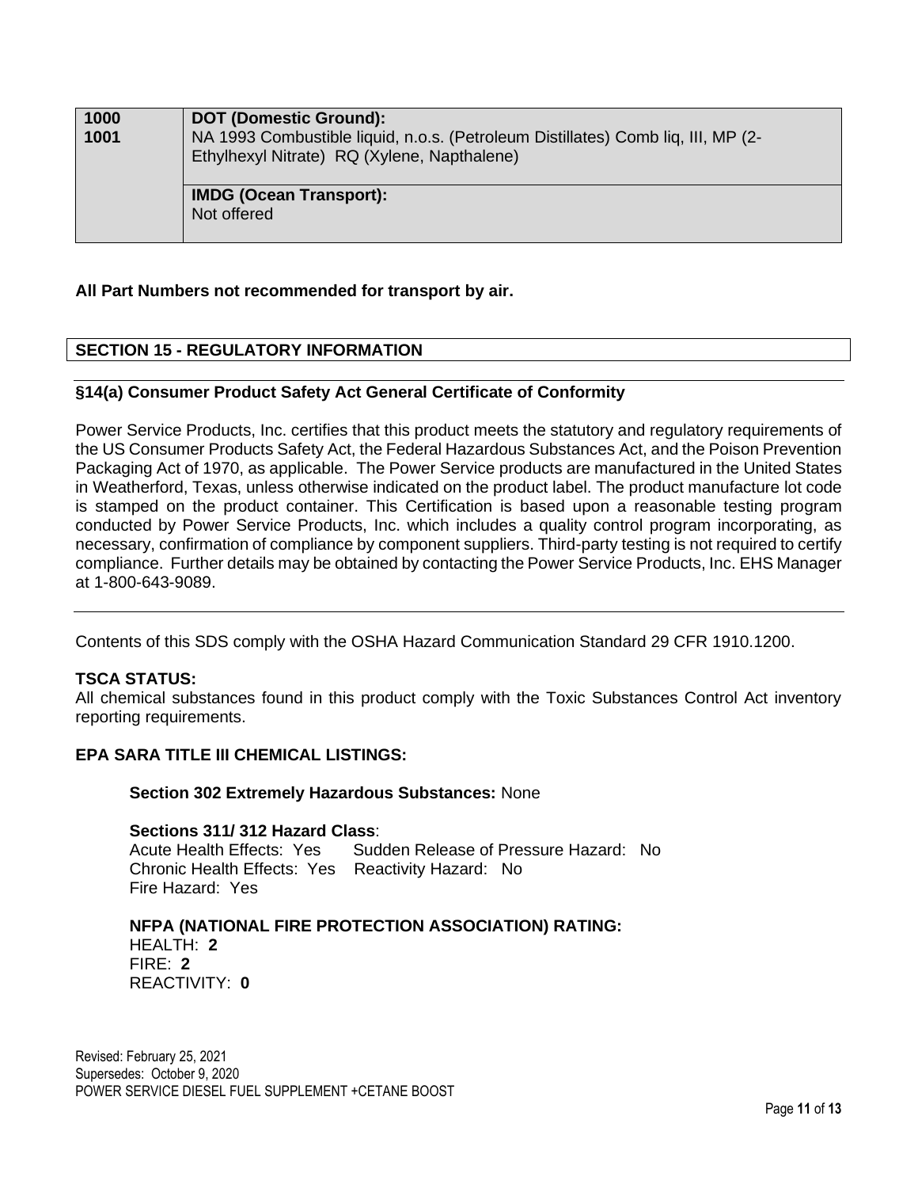| | |
|---|---|
| **1000**<br>**1001** | **DOT (Domestic Ground):**<br>NA 1993 Combustible liquid, n.o.s. (Petroleum Distillates) Comb liq, III, MP (2-Ethylhexyl Nitrate) RQ (Xylene, Napthalene) |
| | **IMDG (Ocean Transport):**<br>Not offered |

**All Part Numbers not recommended for transport by air.**

## SECTION 15 - REGULATORY INFORMATION

### §14(a) Consumer Product Safety Act General Certificate of Conformity

Power Service Products, Inc. certifies that this product meets the statutory and regulatory requirements of the US Consumer Products Safety Act, the Federal Hazardous Substances Act, and the Poison Prevention Packaging Act of 1970, as applicable. The Power Service products are manufactured in the United States in Weatherford, Texas, unless otherwise indicated on the product label. The product manufacture lot code is stamped on the product container. This Certification is based upon a reasonable testing program conducted by Power Service Products, Inc. which includes a quality control program incorporating, as necessary, confirmation of compliance by component suppliers. Third-party testing is not required to certify compliance. Further details may be obtained by contacting the Power Service Products, Inc. EHS Manager at 1-800-643-9089.

Contents of this SDS comply with the OSHA Hazard Communication Standard 29 CFR 1910.1200.

**TSCA STATUS:**
All chemical substances found in this product comply with the Toxic Substances Control Act inventory reporting requirements.

**EPA SARA TITLE III CHEMICAL LISTINGS:**

**Section 302 Extremely Hazardous Substances:** None

**Sections 311/ 312 Hazard Class**:
Acute Health Effects: Yes
Chronic Health Effects: Yes
Fire Hazard: Yes
Sudden Release of Pressure Hazard: No
Reactivity Hazard: No

**NFPA (NATIONAL FIRE PROTECTION ASSOCIATION) RATING:**
HEALTH: **2**
FIRE: **2**
REACTIVITY: **0**

Revised: February 25, 2021
Supersedes: October 9, 2020
POWER SERVICE DIESEL FUEL SUPPLEMENT +CETANE BOOST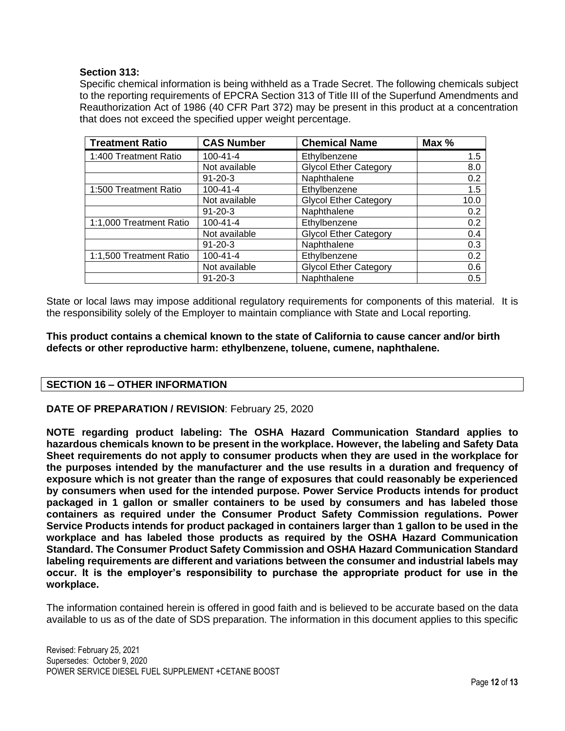**Section 313:**
Specific chemical information is being withheld as a Trade Secret. The following chemicals subject to the reporting requirements of EPCRA Section 313 of Title III of the Superfund Amendments and Reauthorization Act of 1986 (40 CFR Part 372) may be present in this product at a concentration that does not exceed the specified upper weight percentage.

| Treatment Ratio | CAS Number | Chemical Name | Max % |
|---|---|---|---|
| 1:400 Treatment Ratio | 100-41-4 | Ethylbenzene | 1.5 |
| | Not available | Glycol Ether Category | 8.0 |
| | 91-20-3 | Naphthalene | 0.2 |
| 1:500 Treatment Ratio | 100-41-4 | Ethylbenzene | 1.5 |
| | Not available | Glycol Ether Category | 10.0 |
| | 91-20-3 | Naphthalene | 0.2 |
| 1:1,000 Treatment Ratio | 100-41-4 | Ethylbenzene | 0.2 |
| | Not available | Glycol Ether Category | 0.4 |
| | 91-20-3 | Naphthalene | 0.3 |
| 1:1,500 Treatment Ratio | 100-41-4 | Ethylbenzene | 0.2 |
| | Not available | Glycol Ether Category | 0.6 |
| | 91-20-3 | Naphthalene | 0.5 |

State or local laws may impose additional regulatory requirements for components of this material. It is the responsibility solely of the Employer to maintain compliance with State and Local reporting.

**This product contains a chemical known to the state of California to cause cancer and/or birth defects or other reproductive harm: ethylbenzene, toluene, cumene, naphthalene.**

## SECTION 16 – OTHER INFORMATION

**DATE OF PREPARATION / REVISION**: February 25, 2020

**NOTE regarding product labeling: The OSHA Hazard Communication Standard applies to hazardous chemicals known to be present in the workplace. However, the labeling and Safety Data Sheet requirements do not apply to consumer products when they are used in the workplace for the purposes intended by the manufacturer and the use results in a duration and frequency of exposure which is not greater than the range of exposures that could reasonably be experienced by consumers when used for the intended purpose. Power Service Products intends for product packaged in 1 gallon or smaller containers to be used by consumers and has labeled those containers as required under the Consumer Product Safety Commission regulations. Power Service Products intends for product packaged in containers larger than 1 gallon to be used in the workplace and has labeled those products as required by the OSHA Hazard Communication Standard. The Consumer Product Safety Commission and OSHA Hazard Communication Standard labeling requirements are different and variations between the consumer and industrial labels may occur. It is the employer's responsibility to purchase the appropriate product for use in the workplace.**

The information contained herein is offered in good faith and is believed to be accurate based on the data available to us as of the date of SDS preparation. The information in this document applies to this specific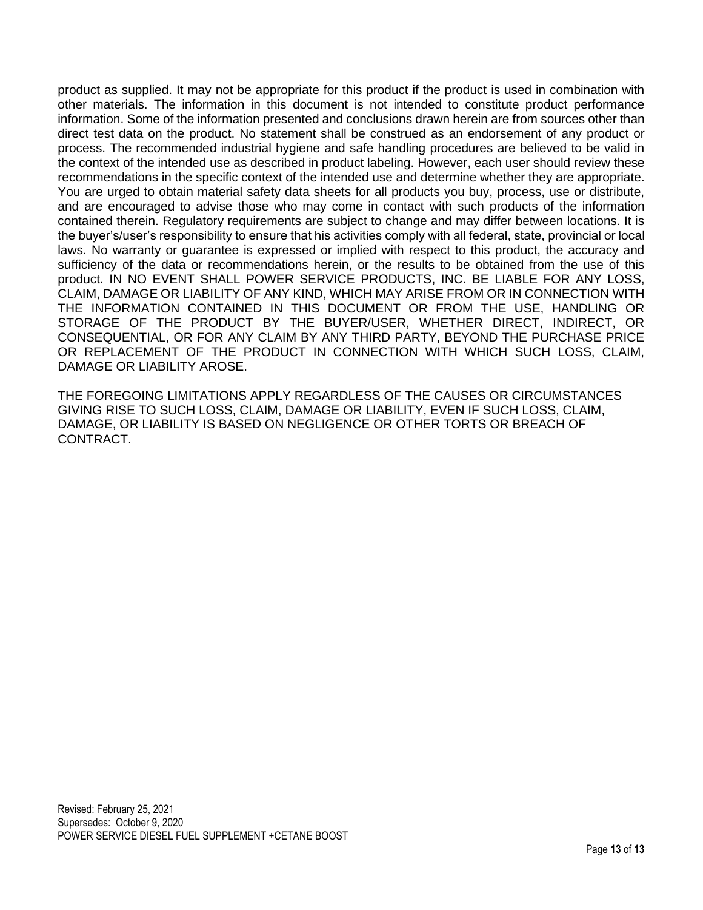product as supplied. It may not be appropriate for this product if the product is used in combination with other materials. The information in this document is not intended to constitute product performance information. Some of the information presented and conclusions drawn herein are from sources other than direct test data on the product. No statement shall be construed as an endorsement of any product or process. The recommended industrial hygiene and safe handling procedures are believed to be valid in the context of the intended use as described in product labeling. However, each user should review these recommendations in the specific context of the intended use and determine whether they are appropriate. You are urged to obtain material safety data sheets for all products you buy, process, use or distribute, and are encouraged to advise those who may come in contact with such products of the information contained therein. Regulatory requirements are subject to change and may differ between locations. It is the buyer's/user's responsibility to ensure that his activities comply with all federal, state, provincial or local laws. No warranty or guarantee is expressed or implied with respect to this product, the accuracy and sufficiency of the data or recommendations herein, or the results to be obtained from the use of this product. IN NO EVENT SHALL POWER SERVICE PRODUCTS, INC. BE LIABLE FOR ANY LOSS, CLAIM, DAMAGE OR LIABILITY OF ANY KIND, WHICH MAY ARISE FROM OR IN CONNECTION WITH THE INFORMATION CONTAINED IN THIS DOCUMENT OR FROM THE USE, HANDLING OR STORAGE OF THE PRODUCT BY THE BUYER/USER, WHETHER DIRECT, INDIRECT, OR CONSEQUENTIAL, OR FOR ANY CLAIM BY ANY THIRD PARTY, BEYOND THE PURCHASE PRICE OR REPLACEMENT OF THE PRODUCT IN CONNECTION WITH WHICH SUCH LOSS, CLAIM, DAMAGE OR LIABILITY AROSE.

THE FOREGOING LIMITATIONS APPLY REGARDLESS OF THE CAUSES OR CIRCUMSTANCES GIVING RISE TO SUCH LOSS, CLAIM, DAMAGE OR LIABILITY, EVEN IF SUCH LOSS, CLAIM, DAMAGE, OR LIABILITY IS BASED ON NEGLIGENCE OR OTHER TORTS OR BREACH OF CONTRACT.

Revised: February 25, 2021
Supersedes: October 9, 2020
POWER SERVICE DIESEL FUEL SUPPLEMENT +CETANE BOOST